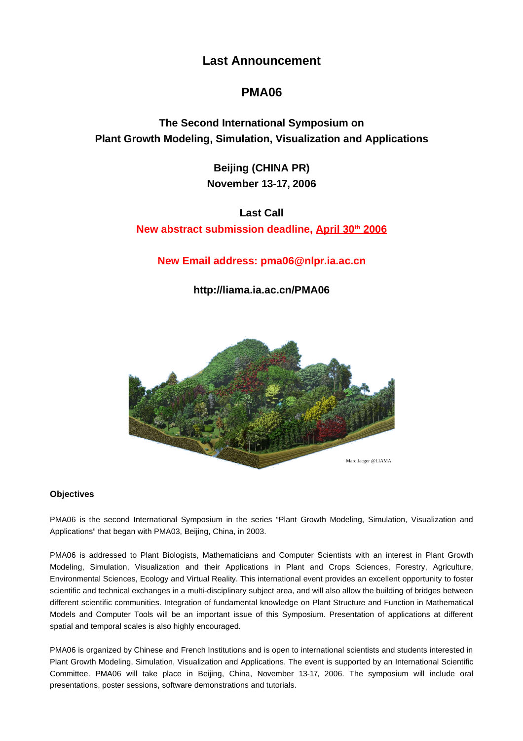# Last Announcement

# PMA06

## The Second International Symposium on Plant Growth Modeling, Simulation, Visualization and Applications

**Beijing (CHINA PR)**
**November 13-17, 2006**

**Last Call**

**New abstract submission deadline, April 30th 2006**

**New Email address: pma06@nlpr.ia.ac.cn**

**http://liama.ia.ac.cn/PMA06**

Marc Jaeger @LIAMA

### Objectives

PMA06 is the second International Symposium in the series "Plant Growth Modeling, Simulation, Visualization and Applications" that began with PMA03, Beijing, China, in 2003.

PMA06 is addressed to Plant Biologists, Mathematicians and Computer Scientists with an interest in Plant Growth Modeling, Simulation, Visualization and their Applications in Plant and Crops Sciences, Forestry, Agriculture, Environmental Sciences, Ecology and Virtual Reality. This international event provides an excellent opportunity to foster scientific and technical exchanges in a multi-disciplinary subject area, and will also allow the building of bridges between different scientific communities. Integration of fundamental knowledge on Plant Structure and Function in Mathematical Models and Computer Tools will be an important issue of this Symposium. Presentation of applications at different spatial and temporal scales is also highly encouraged.

PMA06 is organized by Chinese and French Institutions and is open to international scientists and students interested in Plant Growth Modeling, Simulation, Visualization and Applications. The event is supported by an International Scientific Committee. PMA06 will take place in Beijing, China, November 13-17, 2006. The symposium will include oral presentations, poster sessions, software demonstrations and tutorials.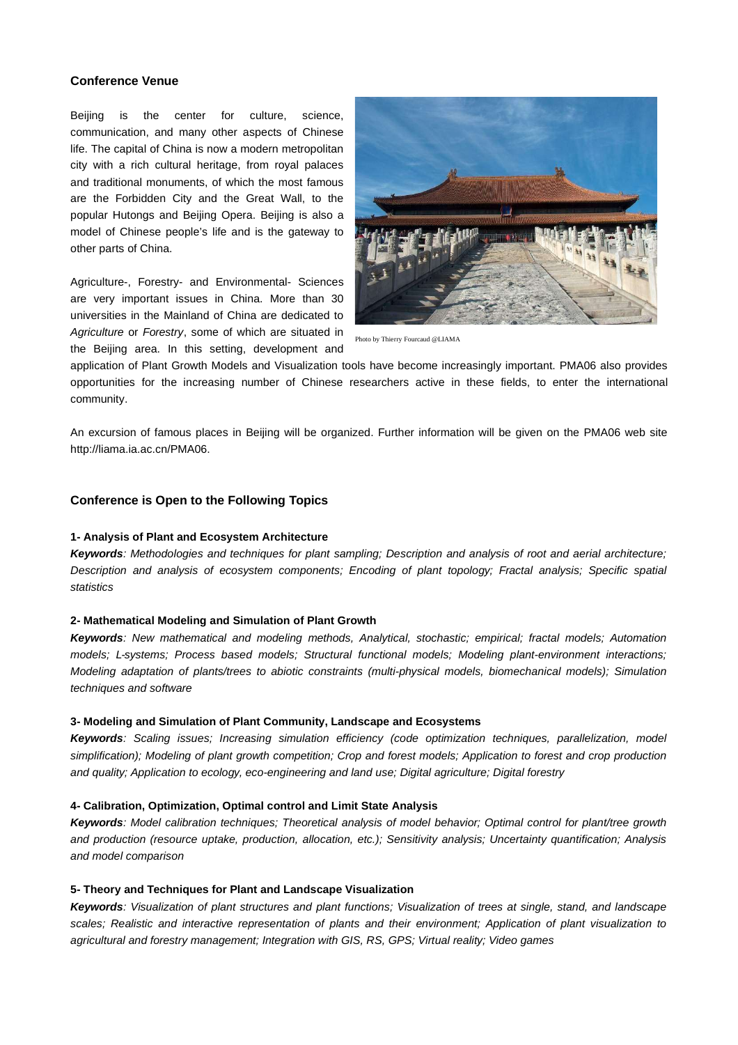## Conference Venue

Beijing is the center for culture, science, communication, and many other aspects of Chinese life. The capital of China is now a modern metropolitan city with a rich cultural heritage, from royal palaces and traditional monuments, of which the most famous are the Forbidden City and the Great Wall, to the popular Hutongs and Beijing Opera. Beijing is also a model of Chinese people's life and is the gateway to other parts of China.

Photo by Thierry Fourcaud @LIAMA

Agriculture-, Forestry- and Environmental- Sciences are very important issues in China. More than 30 universities in the Mainland of China are dedicated to *Agriculture* or *Forestry*, some of which are situated in the Beijing area. In this setting, development and application of Plant Growth Models and Visualization tools have become increasingly important. PMA06 also provides opportunities for the increasing number of Chinese researchers active in these fields, to enter the international community.

An excursion of famous places in Beijing will be organized. Further information will be given on the PMA06 web site http://liama.ia.ac.cn/PMA06.

## Conference is Open to the Following Topics

### 1- Analysis of Plant and Ecosystem Architecture

***Keywords****: Methodologies and techniques for plant sampling; Description and analysis of root and aerial architecture; Description and analysis of ecosystem components; Encoding of plant topology; Fractal analysis; Specific spatial statistics*

### 2- Mathematical Modeling and Simulation of Plant Growth

***Keywords****: New mathematical and modeling methods, Analytical, stochastic; empirical; fractal models; Automation models; L-systems; Process based models; Structural functional models; Modeling plant-environment interactions; Modeling adaptation of plants/trees to abiotic constraints (multi-physical models, biomechanical models); Simulation techniques and software*

### 3- Modeling and Simulation of Plant Community, Landscape and Ecosystems

***Keywords****: Scaling issues; Increasing simulation efficiency (code optimization techniques, parallelization, model simplification); Modeling of plant growth competition; Crop and forest models; Application to forest and crop production and quality; Application to ecology, eco-engineering and land use; Digital agriculture; Digital forestry*

### 4- Calibration, Optimization, Optimal control and Limit State Analysis

***Keywords****: Model calibration techniques; Theoretical analysis of model behavior; Optimal control for plant/tree growth and production (resource uptake, production, allocation, etc.); Sensitivity analysis; Uncertainty quantification; Analysis and model comparison*

### 5- Theory and Techniques for Plant and Landscape Visualization

***Keywords****: Visualization of plant structures and plant functions; Visualization of trees at single, stand, and landscape scales; Realistic and interactive representation of plants and their environment; Application of plant visualization to agricultural and forestry management; Integration with GIS, RS, GPS; Virtual reality; Video games*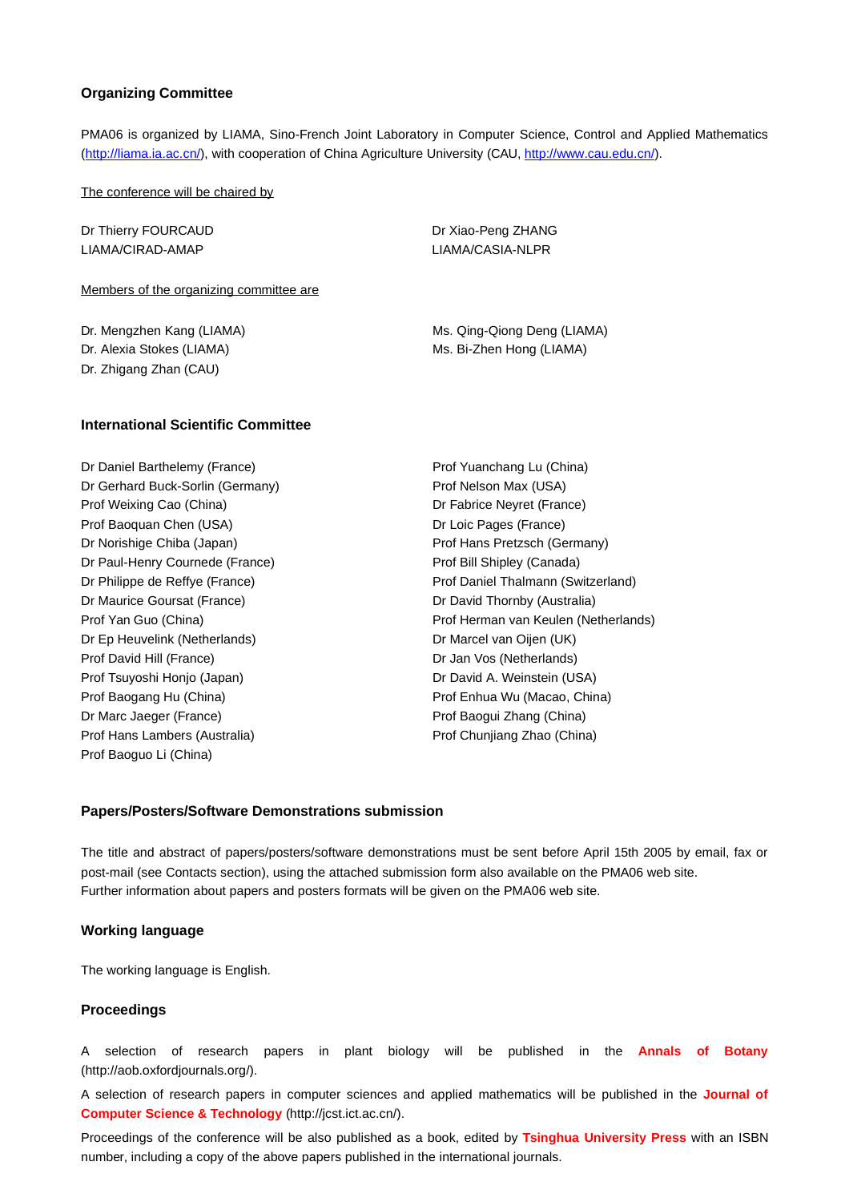### Organizing Committee

PMA06 is organized by LIAMA, Sino-French Joint Laboratory in Computer Science, Control and Applied Mathematics (http://liama.ia.ac.cn/), with cooperation of China Agriculture University (CAU, http://www.cau.edu.cn/).

The conference will be chaired by

Dr Thierry FOURCAUD
LIAMA/CIRAD-AMAP

Dr Xiao-Peng ZHANG
LIAMA/CASIA-NLPR

Members of the organizing committee are

Dr. Mengzhen Kang (LIAMA)
Dr. Alexia Stokes (LIAMA)
Dr. Zhigang Zhan (CAU)
Ms. Qing-Qiong Deng (LIAMA)
Ms. Bi-Zhen Hong (LIAMA)

### International Scientific Committee

Dr Daniel Barthelemy (France)
Dr Gerhard Buck-Sorlin (Germany)
Prof Weixing Cao (China)
Prof Baoquan Chen (USA)
Dr Norishige Chiba (Japan)
Dr Paul-Henry Cournede (France)
Dr Philippe de Reffye (France)
Dr Maurice Goursat (France)
Prof Yan Guo (China)
Dr Ep Heuvelink (Netherlands)
Prof David Hill (France)
Prof Tsuyoshi Honjo (Japan)
Prof Baogang Hu (China)
Dr Marc Jaeger (France)
Prof Hans Lambers (Australia)
Prof Baoguo Li (China)
Prof Yuanchang Lu (China)
Prof Nelson Max (USA)
Dr Fabrice Neyret (France)
Dr Loic Pages (France)
Prof Hans Pretzsch (Germany)
Prof Bill Shipley (Canada)
Prof Daniel Thalmann (Switzerland)
Dr David Thornby (Australia)
Prof Herman van Keulen (Netherlands)
Dr Marcel van Oijen (UK)
Dr Jan Vos (Netherlands)
Dr David A. Weinstein (USA)
Prof Enhua Wu (Macao, China)
Prof Baogui Zhang (China)
Prof Chunjiang Zhao (China)

### Papers/Posters/Software Demonstrations submission

The title and abstract of papers/posters/software demonstrations must be sent before April 15th 2005 by email, fax or post-mail (see Contacts section), using the attached submission form also available on the PMA06 web site.
Further information about papers and posters formats will be given on the PMA06 web site.

### Working language

The working language is English.

### Proceedings

A selection of research papers in plant biology will be published in the **Annals of Botany** (http://aob.oxfordjournals.org/).

A selection of research papers in computer sciences and applied mathematics will be published in the **Journal of Computer Science & Technology** (http://jcst.ict.ac.cn/).

Proceedings of the conference will be also published as a book, edited by **Tsinghua University Press** with an ISBN number, including a copy of the above papers published in the international journals.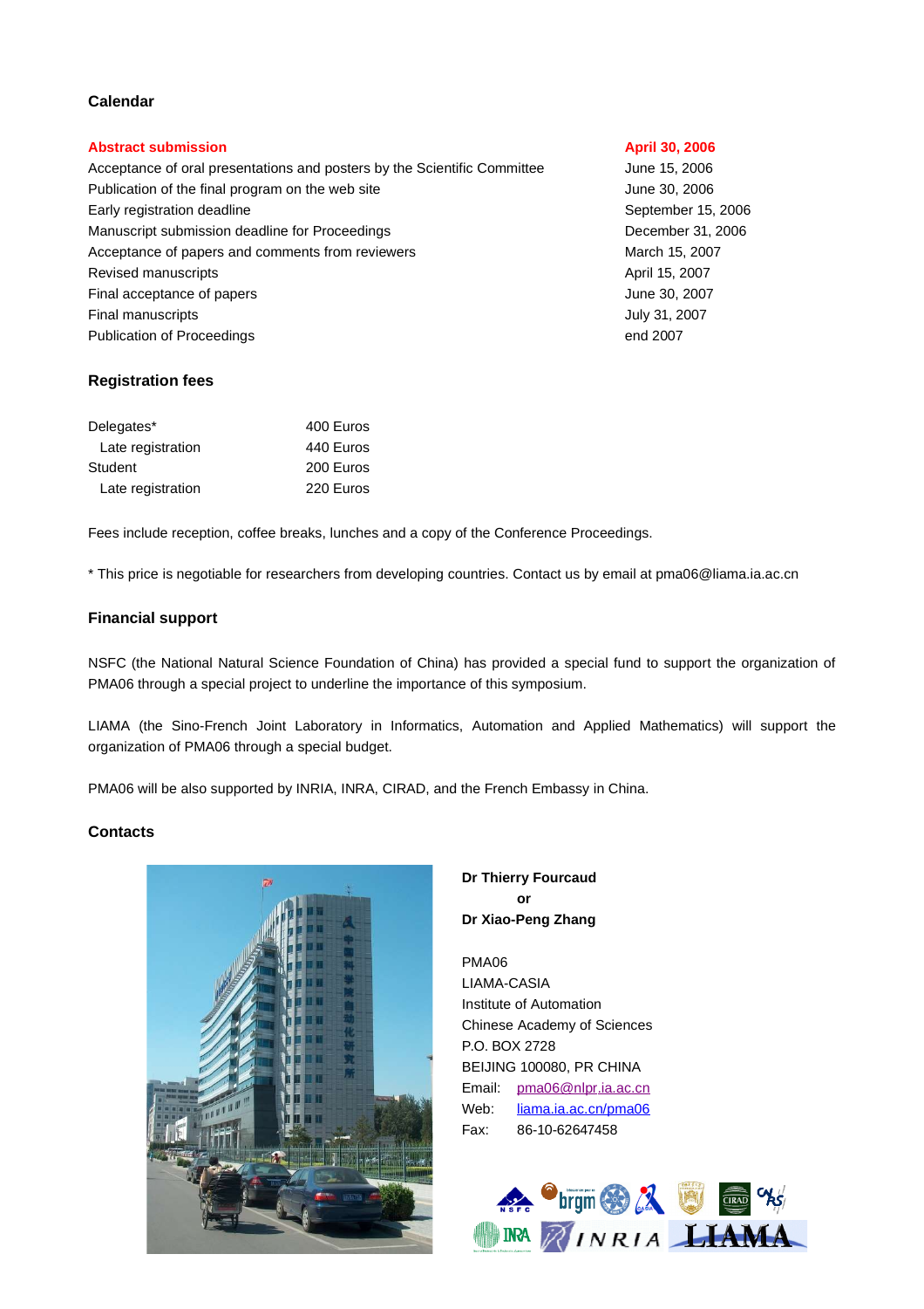## Calendar

| | |
|---|---|
| **Abstract submission** | **April 30, 2006** |
| Acceptance of oral presentations and posters by the Scientific Committee | June 15, 2006 |
| Publication of the final program on the web site | June 30, 2006 |
| Early registration deadline | September 15, 2006 |
| Manuscript submission deadline for Proceedings | December 31, 2006 |
| Acceptance of papers and comments from reviewers | March 15, 2007 |
| Revised manuscripts | April 15, 2007 |
| Final acceptance of papers | June 30, 2007 |
| Final manuscripts | July 31, 2007 |
| Publication of Proceedings | end 2007 |

## Registration fees

| | |
|---|---|
| Delegates* | 400 Euros |
| Late registration | 440 Euros |
| Student | 200 Euros |
| Late registration | 220 Euros |

Fees include reception, coffee breaks, lunches and a copy of the Conference Proceedings.

* This price is negotiable for researchers from developing countries. Contact us by email at pma06@liama.ia.ac.cn

## Financial support

NSFC (the National Natural Science Foundation of China) has provided a special fund to support the organization of PMA06 through a special project to underline the importance of this symposium.

LIAMA (the Sino-French Joint Laboratory in Informatics, Automation and Applied Mathematics) will support the organization of PMA06 through a special budget.

PMA06 will be also supported by INRIA, INRA, CIRAD, and the French Embassy in China.

## Contacts

**Dr Thierry Fourcaud**
**or**
**Dr Xiao-Peng Zhang**

PMA06
LIAMA-CASIA
Institute of Automation
Chinese Academy of Sciences
P.O. BOX 2728
BEIJING 100080, PR CHINA
Email: pma06@nlpr.ia.ac.cn
Web: liama.ia.ac.cn/pma06
Fax: 86-10-62647458